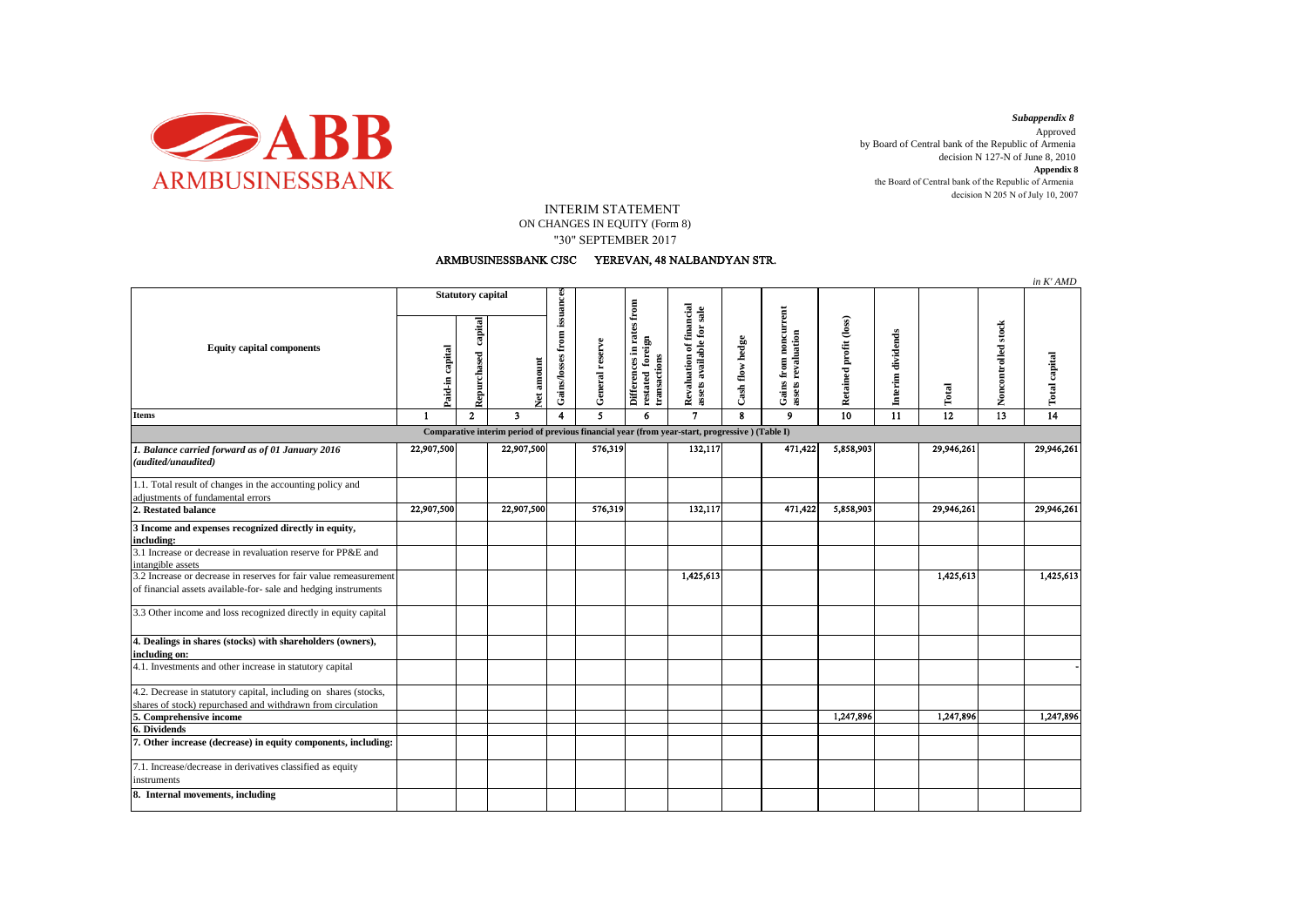*Subappendix 8*

Approved
by Board of Central bank of the Republic of Armenia
decision N 127-N of June 8, 2010

**Appendix 8**

the Board of Central bank of the Republic of Armenia
decision N 205 N of July 10, 2007

# INTERIM STATEMENT
## ON CHANGES IN EQUITY (Form 8)
## "30" SEPTEMBER 2017

### ARMBUSINESSBANK CJSC YEREVAN, 48 NALBANDYAN STR.

*in K' AMD*

| Equity capital components | Statutory capital | | | Gains/losses from issuances | General reserve | Differences in rates from restated foreign transactions | Revaluation of financial assets available for sale | Cash flow hedge | Gains from noncurrent assets revaluation | Retained profit (loss) | Interim dividends | Total | Noncontrolled stock | Total capital |
|---|---|---|---|---|---|---|---|---|---|---|---|---|---|---|
| | Paid-in capital | Repurchased capital | Net amount | | | | | | | | | | | |
| **Items** | 1 | 2 | 3 | 4 | 5 | 6 | 7 | 8 | 9 | 10 | 11 | 12 | 13 | 14 |
| **Comparative interim period of previous financial year (from year-start, progressive ) (Table I)** | | | | | | | | | | | | | | |
| ***1. Balance carried forward as of 01 January 2016 (audited/unaudited)*** | 22,907,500 | | 22,907,500 | | 576,319 | | 132,117 | | 471,422 | 5,858,903 | | 29,946,261 | | 29,946,261 |
| 1.1. Total result of changes in the accounting policy and adjustments of fundamental errors | | | | | | | | | | | | | | |
| **2. Restated balance** | 22,907,500 | | 22,907,500 | | 576,319 | | 132,117 | | 471,422 | 5,858,903 | | 29,946,261 | | 29,946,261 |
| **3 Income and expenses recognized directly in equity, including:** | | | | | | | | | | | | | | |
| 3.1 Increase or decrease in revaluation reserve for PP&E and intangible assets | | | | | | | | | | | | | | |
| 3.2 Increase or decrease in reserves for fair value remeasurement of financial assets available-for- sale and hedging instruments | | | | | | | 1,425,613 | | | | | 1,425,613 | | 1,425,613 |
| 3.3 Other income and loss recognized directly in equity capital | | | | | | | | | | | | | | |
| **4. Dealings in shares (stocks) with shareholders (owners), including on:** | | | | | | | | | | | | | | |
| 4.1. Investments and other increase in statutory capital | | | | | | | | | | | | | | - |
| 4.2. Decrease in statutory capital, including on shares (stocks, shares of stock) repurchased and withdrawn from circulation | | | | | | | | | | | | | | |
| **5. Comprehensive income** | | | | | | | | | | 1,247,896 | | 1,247,896 | | 1,247,896 |
| **6. Dividends** | | | | | | | | | | | | | | |
| **7. Other increase (decrease) in equity components, including:** | | | | | | | | | | | | | | |
| 7.1. Increase/decrease in derivatives classified as equity instruments | | | | | | | | | | | | | | |
| **8. Internal movements, including** | | | | | | | | | | | | | | |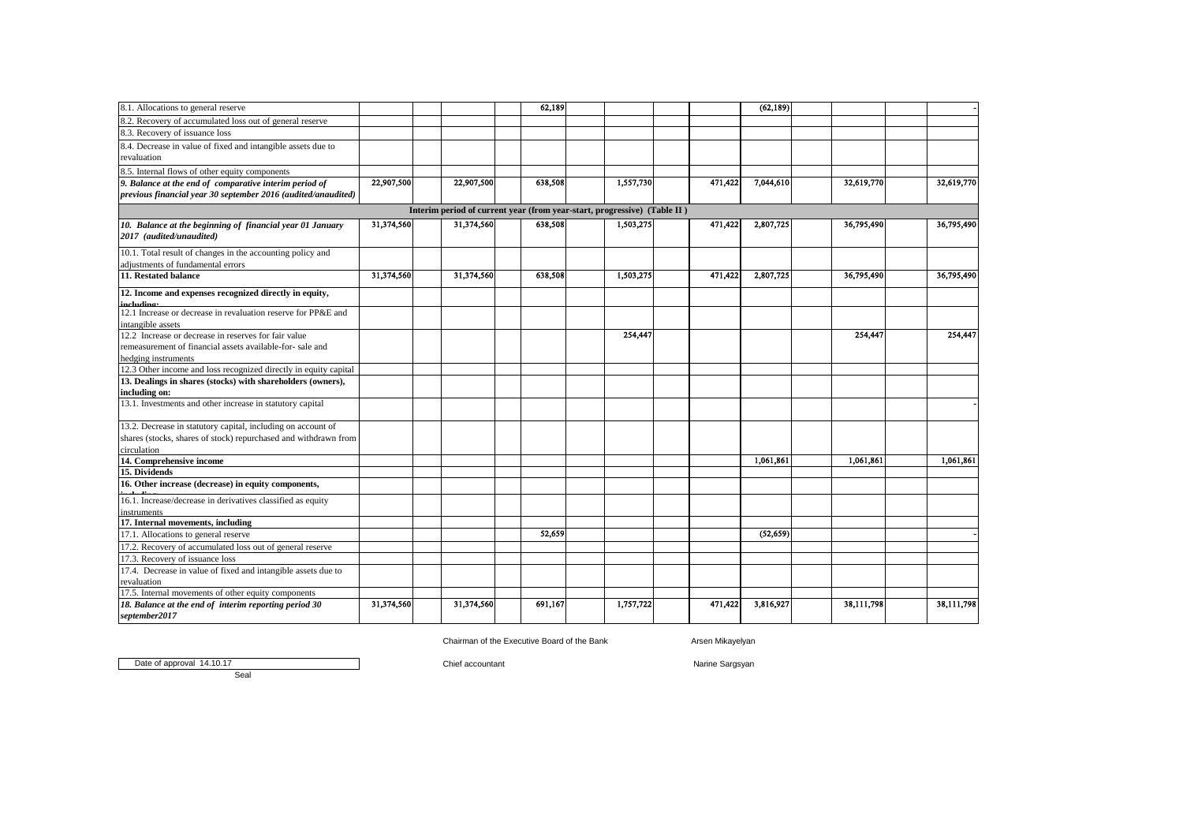| | | | | | | | | | | | | | | |
|---|---|---|---|---|---|---|---|---|---|---|---|---|---|---|
| 8.1. Allocations to general reserve | | | | | 62,189 | | | | | (62,189) | | | | - |
| 8.2. Recovery of accumulated loss out of general reserve | | | | | | | | | | | | | | |
| 8.3. Recovery of issuance loss | | | | | | | | | | | | | | |
| 8.4. Decrease in value of fixed and intangible assets due to revaluation | | | | | | | | | | | | | | |
| 8.5. Internal flows of other equity components | | | | | | | | | | | | | | |
| *9. Balance at the end of comparative interim period of previous financial year 30 september 2016 (audited/anaudited)* | 22,907,500 | | 22,907,500 | | 638,508 | | 1,557,730 | | 471,422 | 7,044,610 | | 32,619,770 | | 32,619,770 |
| **Interim period of current year (from year-start, progressive) (Table II )** | | | | | | | | | | | | | | |
| *10. Balance at the beginning of financial year 01 January 2017 (audited/unaudited)* | 31,374,560 | | 31,374,560 | | 638,508 | | 1,503,275 | | 471,422 | 2,807,725 | | 36,795,490 | | 36,795,490 |
| 10.1. Total result of changes in the accounting policy and adjustments of fundamental errors | | | | | | | | | | | | | | |
| **11. Restated balance** | 31,374,560 | | 31,374,560 | | 638,508 | | 1,503,275 | | 471,422 | 2,807,725 | | 36,795,490 | | 36,795,490 |
| **12. Income and expenses recognized directly in equity, including:** | | | | | | | | | | | | | | |
| 12.1 Increase or decrease in revaluation reserve for PP&E and intangible assets | | | | | | | | | | | | | | |
| 12.2 Increase or decrease in reserves for fair value remeasurement of financial assets available-for- sale and hedging instruments | | | | | | | 254,447 | | | | | 254,447 | | 254,447 |
| 12.3 Other income and loss recognized directly in equity capital | | | | | | | | | | | | | | |
| **13. Dealings in shares (stocks) with shareholders (owners), including on:** | | | | | | | | | | | | | | |
| 13.1. Investments and other increase in statutory capital | | | | | | | | | | | | | | - |
| 13.2. Decrease in statutory capital, including on account of shares (stocks, shares of stock) repurchased and withdrawn from circulation | | | | | | | | | | | | | | |
| **14. Comprehensive income** | | | | | | | | | | 1,061,861 | | 1,061,861 | | 1,061,861 |
| **15. Dividends** | | | | | | | | | | | | | | |
| **16. Other increase (decrease) in equity components, including:** | | | | | | | | | | | | | | |
| 16.1. Increase/decrease in derivatives classified as equity instruments | | | | | | | | | | | | | | |
| **17. Internal movements, including** | | | | | | | | | | | | | | |
| 17.1. Allocations to general reserve | | | | | 52,659 | | | | | (52,659) | | | | - |
| 17.2. Recovery of accumulated loss out of general reserve | | | | | | | | | | | | | | |
| 17.3. Recovery of issuance loss | | | | | | | | | | | | | | |
| 17.4. Decrease in value of fixed and intangible assets due to revaluation | | | | | | | | | | | | | | |
| 17.5. Internal movements of other equity components | | | | | | | | | | | | | | |
| *18. Balance at the end of interim reporting period 30 september2017* | 31,374,560 | | 31,374,560 | | 691,167 | | 1,757,722 | | 471,422 | 3,816,927 | | 38,111,798 | | 38,111,798 |

Chairman of the Executive Board of the Bank — Arsen Mikayelyan

Chief accountant — Narine Sargsyan

Date of approval 14.10.17

Seal